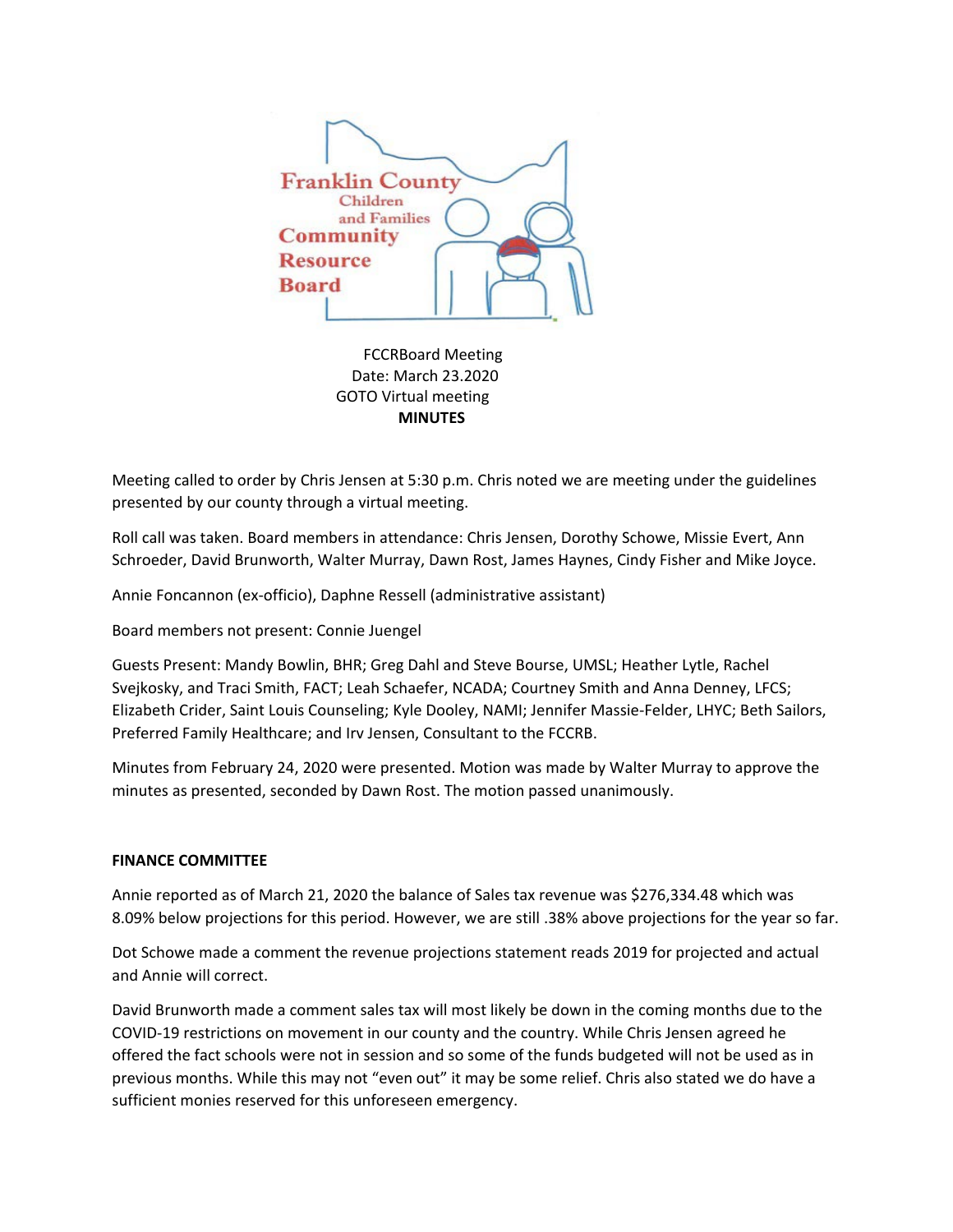Franklin County Children and Families Community Resource Board

FCCRBoard Meeting
Date: March 23.2020
GOTO Virtual meeting
**MINUTES**

Meeting called to order by Chris Jensen at 5:30 p.m. Chris noted we are meeting under the guidelines presented by our county through a virtual meeting.

Roll call was taken. Board members in attendance: Chris Jensen, Dorothy Schowe, Missie Evert, Ann Schroeder, David Brunworth, Walter Murray, Dawn Rost, James Haynes, Cindy Fisher and Mike Joyce.

Annie Foncannon (ex-officio), Daphne Ressell (administrative assistant)

Board members not present: Connie Juengel

Guests Present: Mandy Bowlin, BHR; Greg Dahl and Steve Bourse, UMSL; Heather Lytle, Rachel Svejkosky, and Traci Smith, FACT; Leah Schaefer, NCADA; Courtney Smith and Anna Denney, LFCS; Elizabeth Crider, Saint Louis Counseling; Kyle Dooley, NAMI; Jennifer Massie-Felder, LHYC; Beth Sailors, Preferred Family Healthcare; and Irv Jensen, Consultant to the FCCRB.

Minutes from February 24, 2020 were presented. Motion was made by Walter Murray to approve the minutes as presented, seconded by Dawn Rost. The motion passed unanimously.

**FINANCE COMMITTEE**

Annie reported as of March 21, 2020 the balance of Sales tax revenue was $276,334.48 which was 8.09% below projections for this period. However, we are still .38% above projections for the year so far.

Dot Schowe made a comment the revenue projections statement reads 2019 for projected and actual and Annie will correct.

David Brunworth made a comment sales tax will most likely be down in the coming months due to the COVID-19 restrictions on movement in our county and the country. While Chris Jensen agreed he offered the fact schools were not in session and so some of the funds budgeted will not be used as in previous months. While this may not "even out" it may be some relief. Chris also stated we do have a sufficient monies reserved for this unforeseen emergency.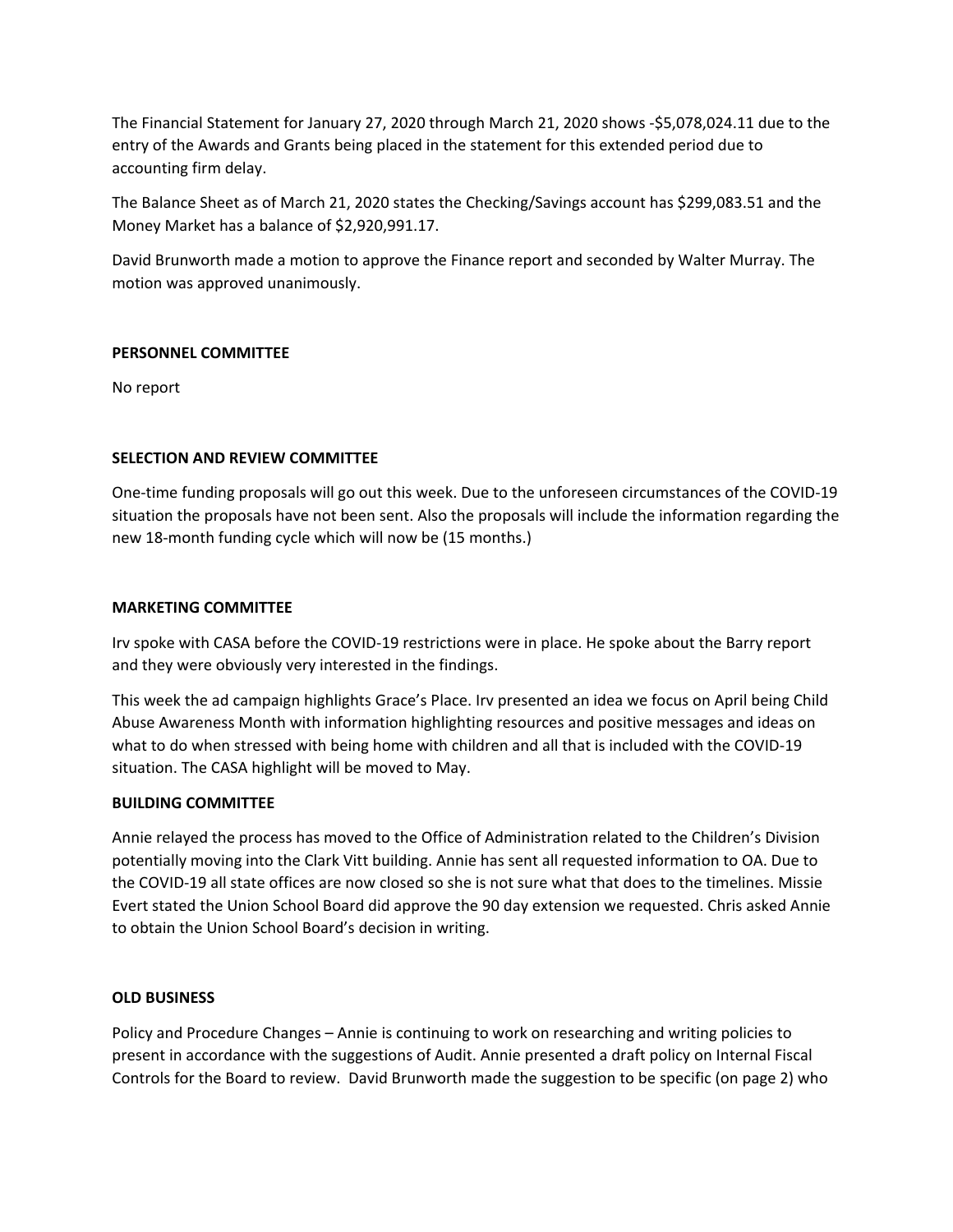The Financial Statement for January 27, 2020 through March 21, 2020 shows -$5,078,024.11 due to the entry of the Awards and Grants being placed in the statement for this extended period due to accounting firm delay.

The Balance Sheet as of March 21, 2020 states the Checking/Savings account has $299,083.51 and the Money Market has a balance of $2,920,991.17.

David Brunworth made a motion to approve the Finance report and seconded by Walter Murray. The motion was approved unanimously.

**PERSONNEL COMMITTEE**

No report

**SELECTION AND REVIEW COMMITTEE**

One-time funding proposals will go out this week. Due to the unforeseen circumstances of the COVID-19 situation the proposals have not been sent. Also the proposals will include the information regarding the new 18-month funding cycle which will now be (15 months.)

**MARKETING COMMITTEE**

Irv spoke with CASA before the COVID-19 restrictions were in place. He spoke about the Barry report and they were obviously very interested in the findings.

This week the ad campaign highlights Grace's Place. Irv presented an idea we focus on April being Child Abuse Awareness Month with information highlighting resources and positive messages and ideas on what to do when stressed with being home with children and all that is included with the COVID-19 situation. The CASA highlight will be moved to May.

**BUILDING COMMITTEE**

Annie relayed the process has moved to the Office of Administration related to the Children's Division potentially moving into the Clark Vitt building. Annie has sent all requested information to OA. Due to the COVID-19 all state offices are now closed so she is not sure what that does to the timelines. Missie Evert stated the Union School Board did approve the 90 day extension we requested. Chris asked Annie to obtain the Union School Board's decision in writing.

**OLD BUSINESS**

Policy and Procedure Changes – Annie is continuing to work on researching and writing policies to present in accordance with the suggestions of Audit. Annie presented a draft policy on Internal Fiscal Controls for the Board to review. David Brunworth made the suggestion to be specific (on page 2) who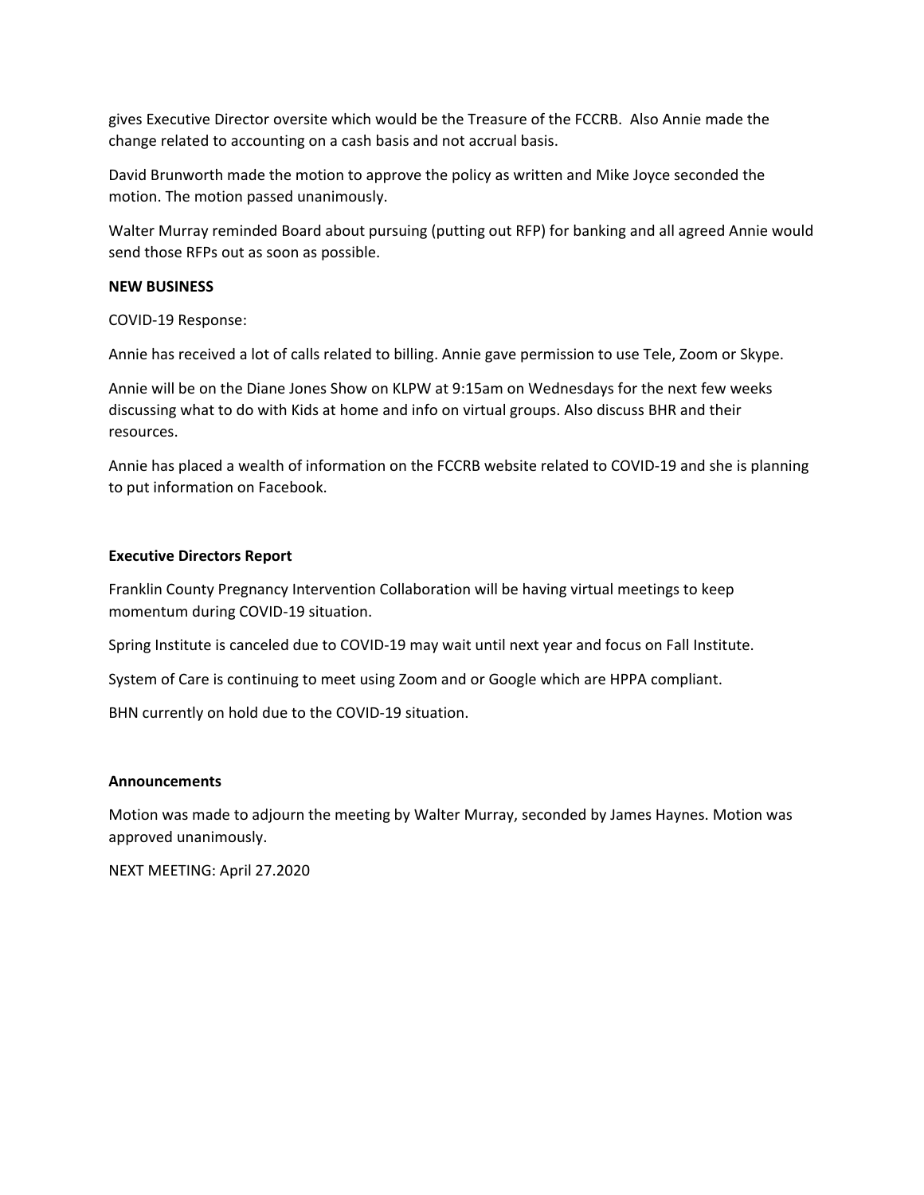gives Executive Director oversite which would be the Treasure of the FCCRB. Also Annie made the change related to accounting on a cash basis and not accrual basis.

David Brunworth made the motion to approve the policy as written and Mike Joyce seconded the motion. The motion passed unanimously.

Walter Murray reminded Board about pursuing (putting out RFP) for banking and all agreed Annie would send those RFPs out as soon as possible.

**NEW BUSINESS**

COVID-19 Response:

Annie has received a lot of calls related to billing. Annie gave permission to use Tele, Zoom or Skype.

Annie will be on the Diane Jones Show on KLPW at 9:15am on Wednesdays for the next few weeks discussing what to do with Kids at home and info on virtual groups. Also discuss BHR and their resources.

Annie has placed a wealth of information on the FCCRB website related to COVID-19 and she is planning to put information on Facebook.

**Executive Directors Report**

Franklin County Pregnancy Intervention Collaboration will be having virtual meetings to keep momentum during COVID-19 situation.

Spring Institute is canceled due to COVID-19 may wait until next year and focus on Fall Institute.

System of Care is continuing to meet using Zoom and or Google which are HPPA compliant.

BHN currently on hold due to the COVID-19 situation.

**Announcements**

Motion was made to adjourn the meeting by Walter Murray, seconded by James Haynes. Motion was approved unanimously.

NEXT MEETING: April 27.2020